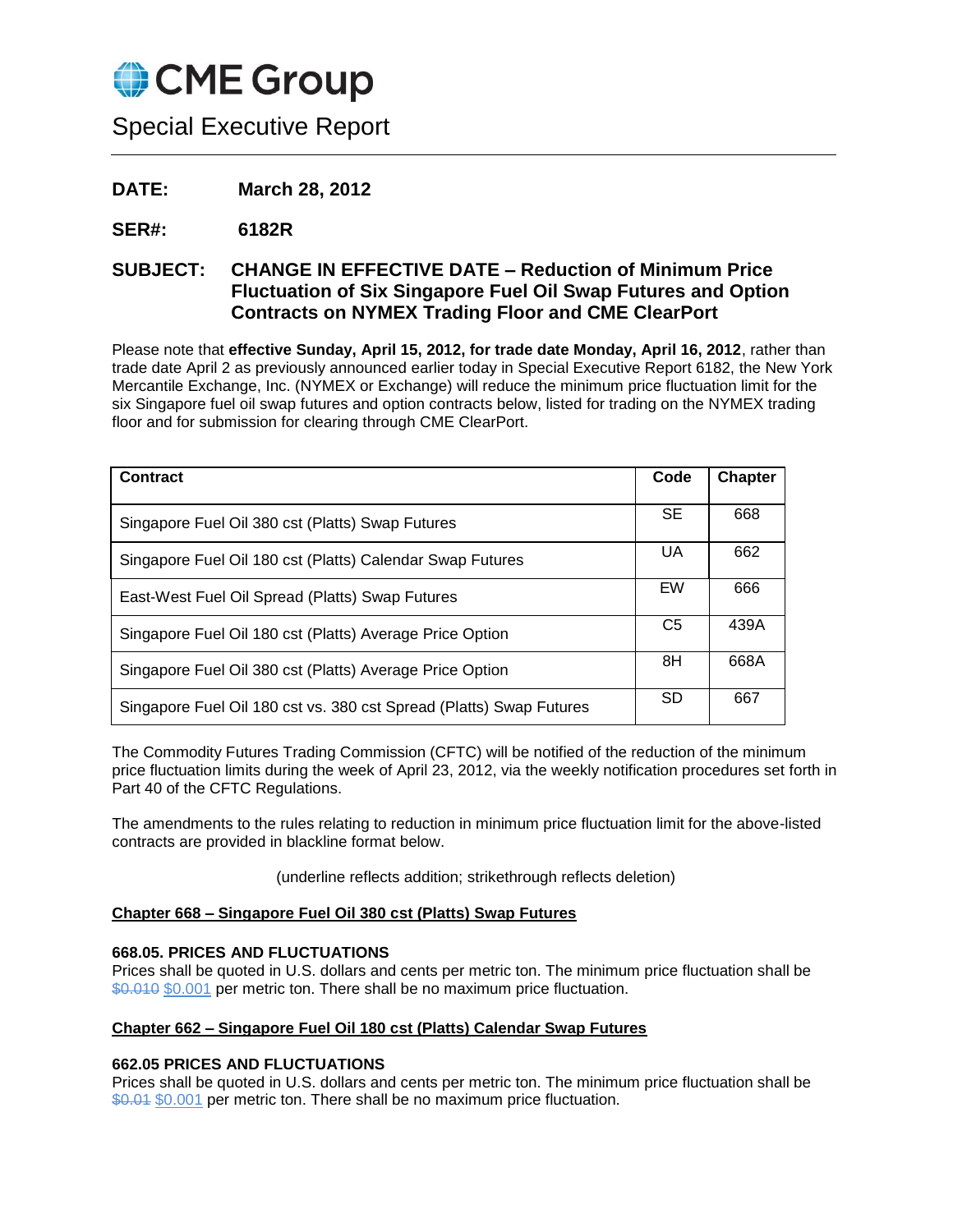# CME Group

## Special Executive Report

**DATE:** **March 28, 2012**

**SER#:** **6182R**

**SUBJECT:** **CHANGE IN EFFECTIVE DATE – Reduction of Minimum Price Fluctuation of Six Singapore Fuel Oil Swap Futures and Option Contracts on NYMEX Trading Floor and CME ClearPort**

Please note that **effective Sunday, April 15, 2012, for trade date Monday, April 16, 2012**, rather than trade date April 2 as previously announced earlier today in Special Executive Report 6182, the New York Mercantile Exchange, Inc. (NYMEX or Exchange) will reduce the minimum price fluctuation limit for the six Singapore fuel oil swap futures and option contracts below, listed for trading on the NYMEX trading floor and for submission for clearing through CME ClearPort.

| Contract | Code | Chapter |
|---|---|---|
| Singapore Fuel Oil 380 cst (Platts) Swap Futures | SE | 668 |
| Singapore Fuel Oil 180 cst (Platts) Calendar Swap Futures | UA | 662 |
| East-West Fuel Oil Spread (Platts) Swap Futures | EW | 666 |
| Singapore Fuel Oil 180 cst (Platts) Average Price Option | C5 | 439A |
| Singapore Fuel Oil 380 cst (Platts) Average Price Option | 8H | 668A |
| Singapore Fuel Oil 180 cst vs. 380 cst Spread (Platts) Swap Futures | SD | 667 |

The Commodity Futures Trading Commission (CFTC) will be notified of the reduction of the minimum price fluctuation limits during the week of April 23, 2012, via the weekly notification procedures set forth in Part 40 of the CFTC Regulations.

The amendments to the rules relating to reduction in minimum price fluctuation limit for the above-listed contracts are provided in blackline format below.

(underline reflects addition; strikethrough reflects deletion)

**Chapter 668 – Singapore Fuel Oil 380 cst (Platts) Swap Futures**

**668.05. PRICES AND FLUCTUATIONS**

Prices shall be quoted in U.S. dollars and cents per metric ton. The minimum price fluctuation shall be ~~$0.010~~ <u>$0.001</u> per metric ton. There shall be no maximum price fluctuation.

**Chapter 662 – Singapore Fuel Oil 180 cst (Platts) Calendar Swap Futures**

**662.05 PRICES AND FLUCTUATIONS**

Prices shall be quoted in U.S. dollars and cents per metric ton. The minimum price fluctuation shall be ~~$0.01~~ <u>$0.001</u> per metric ton. There shall be no maximum price fluctuation.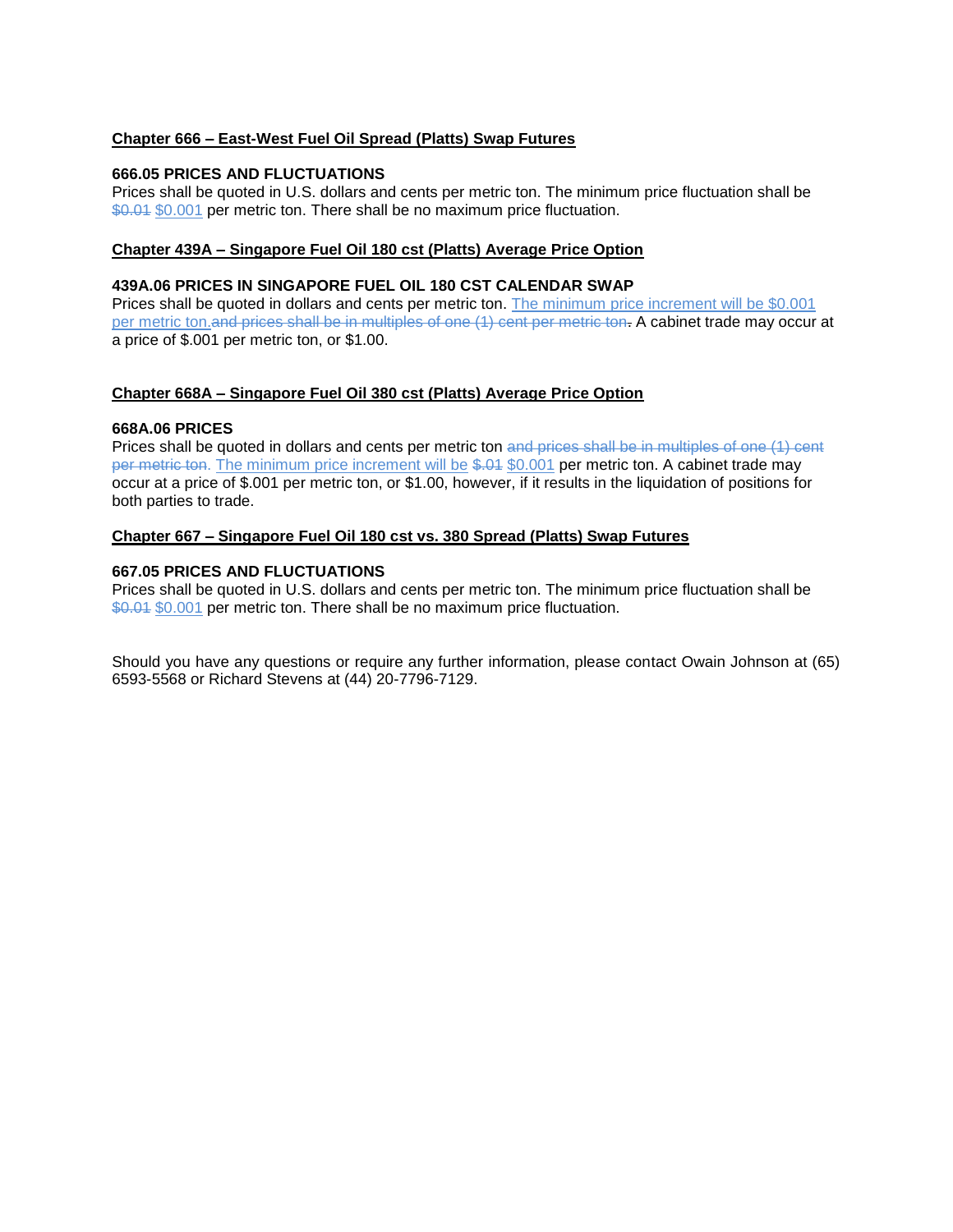**Chapter 666 – East-West Fuel Oil Spread (Platts) Swap Futures**

**666.05 PRICES AND FLUCTUATIONS**
Prices shall be quoted in U.S. dollars and cents per metric ton. The minimum price fluctuation shall be ~~$0.01~~ <u>$0.001</u> per metric ton. There shall be no maximum price fluctuation.

**Chapter 439A – Singapore Fuel Oil 180 cst (Platts) Average Price Option**

**439A.06 PRICES IN SINGAPORE FUEL OIL 180 CST CALENDAR SWAP**
Prices shall be quoted in dollars and cents per metric ton. <u>The minimum price increment will be $0.001 per metric ton.</u>~~and prices shall be in multiples of one (1) cent per metric ton~~~~.~~ A cabinet trade may occur at a price of $.001 per metric ton, or $1.00.

**Chapter 668A – Singapore Fuel Oil 380 cst (Platts) Average Price Option**

**668A.06 PRICES**
Prices shall be quoted in dollars and cents per metric ton ~~and prices shall be in multiples of one (1) cent per metric ton~~. <u>The minimum price increment will be</u> ~~$.01~~ <u>$0.001</u> per metric ton. A cabinet trade may occur at a price of $.001 per metric ton, or $1.00, however, if it results in the liquidation of positions for both parties to trade.

**Chapter 667 – Singapore Fuel Oil 180 cst vs. 380 Spread (Platts) Swap Futures**

**667.05 PRICES AND FLUCTUATIONS**
Prices shall be quoted in U.S. dollars and cents per metric ton. The minimum price fluctuation shall be ~~$0.01~~ <u>$0.001</u> per metric ton. There shall be no maximum price fluctuation.

Should you have any questions or require any further information, please contact Owain Johnson at (65) 6593-5568 or Richard Stevens at (44) 20-7796-7129.